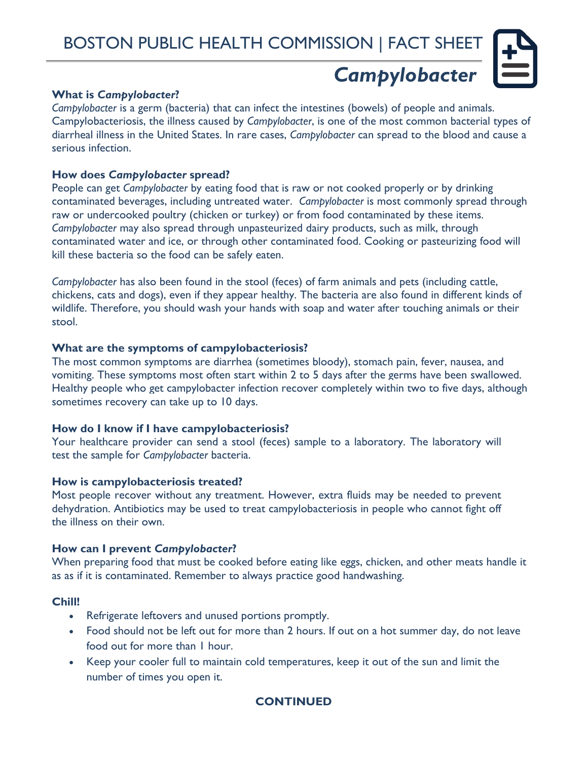BOSTON PUBLIC HEALTH COMMISSION | FACT SHEET

# *Campylobacter*

### What is *Campylobacter*?

*Campylobacter* is a germ (bacteria) that can infect the intestines (bowels) of people and animals. Campylobacteriosis, the illness caused by *Campylobacter*, is one of the most common bacterial types of diarrheal illness in the United States. In rare cases, *Campylobacter* can spread to the blood and cause a serious infection.

### How does *Campylobacter* spread?

People can get *Campylobacter* by eating food that is raw or not cooked properly or by drinking contaminated beverages, including untreated water. *Campylobacter* is most commonly spread through raw or undercooked poultry (chicken or turkey) or from food contaminated by these items. *Campylobacter* may also spread through unpasteurized dairy products, such as milk, through contaminated water and ice, or through other contaminated food. Cooking or pasteurizing food will kill these bacteria so the food can be safely eaten.

*Campylobacter* has also been found in the stool (feces) of farm animals and pets (including cattle, chickens, cats and dogs), even if they appear healthy. The bacteria are also found in different kinds of wildlife. Therefore, you should wash your hands with soap and water after touching animals or their stool.

### What are the symptoms of campylobacteriosis?

The most common symptoms are diarrhea (sometimes bloody), stomach pain, fever, nausea, and vomiting. These symptoms most often start within 2 to 5 days after the germs have been swallowed. Healthy people who get campylobacter infection recover completely within two to five days, although sometimes recovery can take up to 10 days.

### How do I know if I have campylobacteriosis?

Your healthcare provider can send a stool (feces) sample to a laboratory. The laboratory will test the sample for *Campylobacter* bacteria.

### How is campylobacteriosis treated?

Most people recover without any treatment. However, extra fluids may be needed to prevent dehydration. Antibiotics may be used to treat campylobacteriosis in people who cannot fight off the illness on their own.

### How can I prevent *Campylobacter*?

When preparing food that must be cooked before eating like eggs, chicken, and other meats handle it as as if it is contaminated. Remember to always practice good handwashing.

**Chill!**

- Refrigerate leftovers and unused portions promptly.
- Food should not be left out for more than 2 hours. If out on a hot summer day, do not leave food out for more than 1 hour.
- Keep your cooler full to maintain cold temperatures, keep it out of the sun and limit the number of times you open it.

**CONTINUED**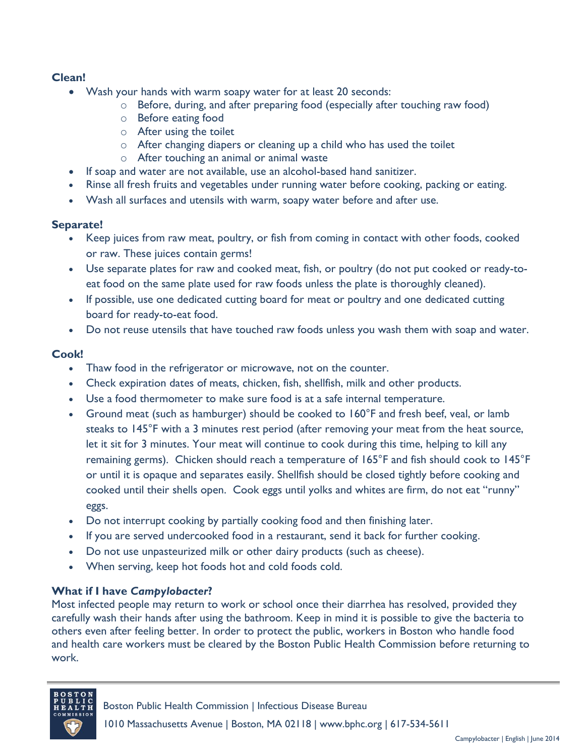**Clean!**

- Wash your hands with warm soapy water for at least 20 seconds:
  - Before, during, and after preparing food (especially after touching raw food)
  - Before eating food
  - After using the toilet
  - After changing diapers or cleaning up a child who has used the toilet
  - After touching an animal or animal waste
- If soap and water are not available, use an alcohol-based hand sanitizer.
- Rinse all fresh fruits and vegetables under running water before cooking, packing or eating.
- Wash all surfaces and utensils with warm, soapy water before and after use.

**Separate!**

- Keep juices from raw meat, poultry, or fish from coming in contact with other foods, cooked or raw. These juices contain germs!
- Use separate plates for raw and cooked meat, fish, or poultry (do not put cooked or ready-to-eat food on the same plate used for raw foods unless the plate is thoroughly cleaned).
- If possible, use one dedicated cutting board for meat or poultry and one dedicated cutting board for ready-to-eat food.
- Do not reuse utensils that have touched raw foods unless you wash them with soap and water.

**Cook!**

- Thaw food in the refrigerator or microwave, not on the counter.
- Check expiration dates of meats, chicken, fish, shellfish, milk and other products.
- Use a food thermometer to make sure food is at a safe internal temperature.
- Ground meat (such as hamburger) should be cooked to 160°F and fresh beef, veal, or lamb steaks to 145°F with a 3 minutes rest period (after removing your meat from the heat source, let it sit for 3 minutes. Your meat will continue to cook during this time, helping to kill any remaining germs). Chicken should reach a temperature of 165°F and fish should cook to 145°F or until it is opaque and separates easily. Shellfish should be closed tightly before cooking and cooked until their shells open. Cook eggs until yolks and whites are firm, do not eat "runny" eggs.
- Do not interrupt cooking by partially cooking food and then finishing later.
- If you are served undercooked food in a restaurant, send it back for further cooking.
- Do not use unpasteurized milk or other dairy products (such as cheese).
- When serving, keep hot foods hot and cold foods cold.

**What if I have *Campylobacter*?**

Most infected people may return to work or school once their diarrhea has resolved, provided they carefully wash their hands after using the bathroom. Keep in mind it is possible to give the bacteria to others even after feeling better. In order to protect the public, workers in Boston who handle food and health care workers must be cleared by the Boston Public Health Commission before returning to work.

Boston Public Health Commission | Infectious Disease Bureau

1010 Massachusetts Avenue | Boston, MA 02118 | www.bphc.org | 617-534-5611